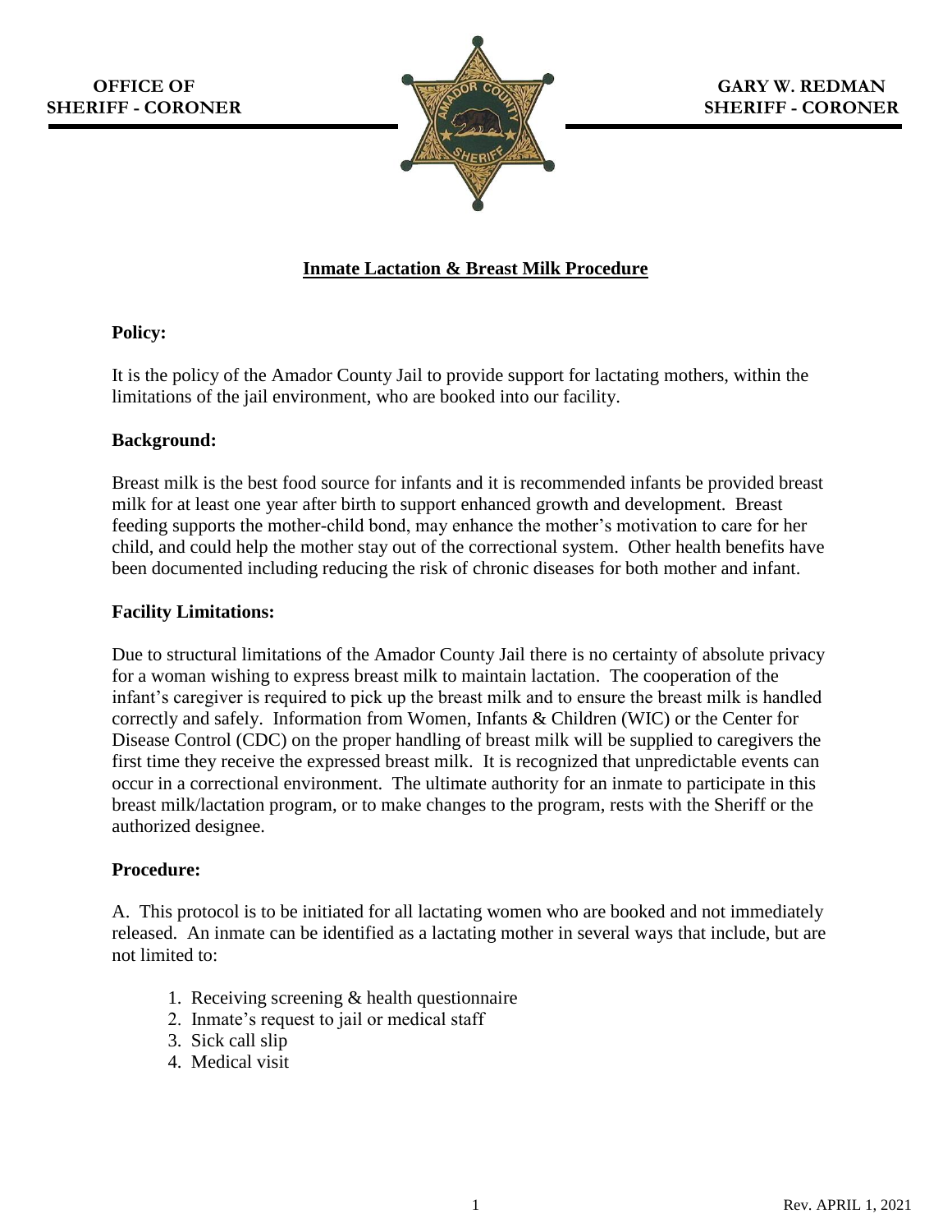**OFFICE OF SHERIFF - CORONER**

**GARY W. REDMAN SHERIFF - CORONER**

## Inmate Lactation & Breast Milk Procedure

### Policy:

It is the policy of the Amador County Jail to provide support for lactating mothers, within the limitations of the jail environment, who are booked into our facility.

### Background:

Breast milk is the best food source for infants and it is recommended infants be provided breast milk for at least one year after birth to support enhanced growth and development. Breast feeding supports the mother-child bond, may enhance the mother's motivation to care for her child, and could help the mother stay out of the correctional system. Other health benefits have been documented including reducing the risk of chronic diseases for both mother and infant.

### Facility Limitations:

Due to structural limitations of the Amador County Jail there is no certainty of absolute privacy for a woman wishing to express breast milk to maintain lactation. The cooperation of the infant's caregiver is required to pick up the breast milk and to ensure the breast milk is handled correctly and safely. Information from Women, Infants & Children (WIC) or the Center for Disease Control (CDC) on the proper handling of breast milk will be supplied to caregivers the first time they receive the expressed breast milk. It is recognized that unpredictable events can occur in a correctional environment. The ultimate authority for an inmate to participate in this breast milk/lactation program, or to make changes to the program, rests with the Sheriff or the authorized designee.

### Procedure:

A. This protocol is to be initiated for all lactating women who are booked and not immediately released. An inmate can be identified as a lactating mother in several ways that include, but are not limited to:

1. Receiving screening & health questionnaire
2. Inmate's request to jail or medical staff
3. Sick call slip
4. Medical visit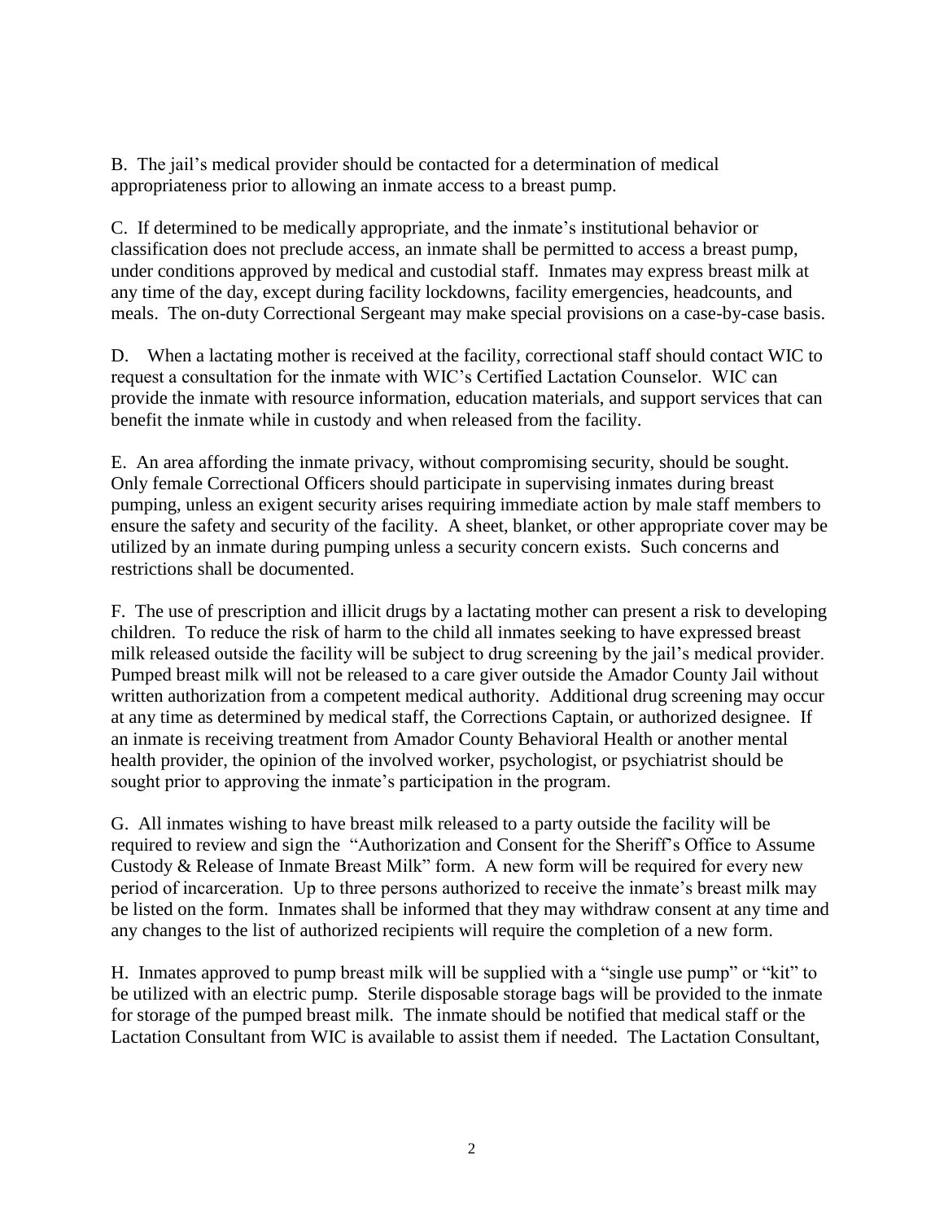B. The jail's medical provider should be contacted for a determination of medical appropriateness prior to allowing an inmate access to a breast pump.

C. If determined to be medically appropriate, and the inmate's institutional behavior or classification does not preclude access, an inmate shall be permitted to access a breast pump, under conditions approved by medical and custodial staff. Inmates may express breast milk at any time of the day, except during facility lockdowns, facility emergencies, headcounts, and meals. The on-duty Correctional Sergeant may make special provisions on a case-by-case basis.

D. When a lactating mother is received at the facility, correctional staff should contact WIC to request a consultation for the inmate with WIC's Certified Lactation Counselor. WIC can provide the inmate with resource information, education materials, and support services that can benefit the inmate while in custody and when released from the facility.

E. An area affording the inmate privacy, without compromising security, should be sought. Only female Correctional Officers should participate in supervising inmates during breast pumping, unless an exigent security arises requiring immediate action by male staff members to ensure the safety and security of the facility. A sheet, blanket, or other appropriate cover may be utilized by an inmate during pumping unless a security concern exists. Such concerns and restrictions shall be documented.

F. The use of prescription and illicit drugs by a lactating mother can present a risk to developing children. To reduce the risk of harm to the child all inmates seeking to have expressed breast milk released outside the facility will be subject to drug screening by the jail's medical provider. Pumped breast milk will not be released to a care giver outside the Amador County Jail without written authorization from a competent medical authority. Additional drug screening may occur at any time as determined by medical staff, the Corrections Captain, or authorized designee. If an inmate is receiving treatment from Amador County Behavioral Health or another mental health provider, the opinion of the involved worker, psychologist, or psychiatrist should be sought prior to approving the inmate's participation in the program.

G. All inmates wishing to have breast milk released to a party outside the facility will be required to review and sign the "Authorization and Consent for the Sheriff's Office to Assume Custody & Release of Inmate Breast Milk" form. A new form will be required for every new period of incarceration. Up to three persons authorized to receive the inmate's breast milk may be listed on the form. Inmates shall be informed that they may withdraw consent at any time and any changes to the list of authorized recipients will require the completion of a new form.

H. Inmates approved to pump breast milk will be supplied with a "single use pump" or "kit" to be utilized with an electric pump. Sterile disposable storage bags will be provided to the inmate for storage of the pumped breast milk. The inmate should be notified that medical staff or the Lactation Consultant from WIC is available to assist them if needed. The Lactation Consultant,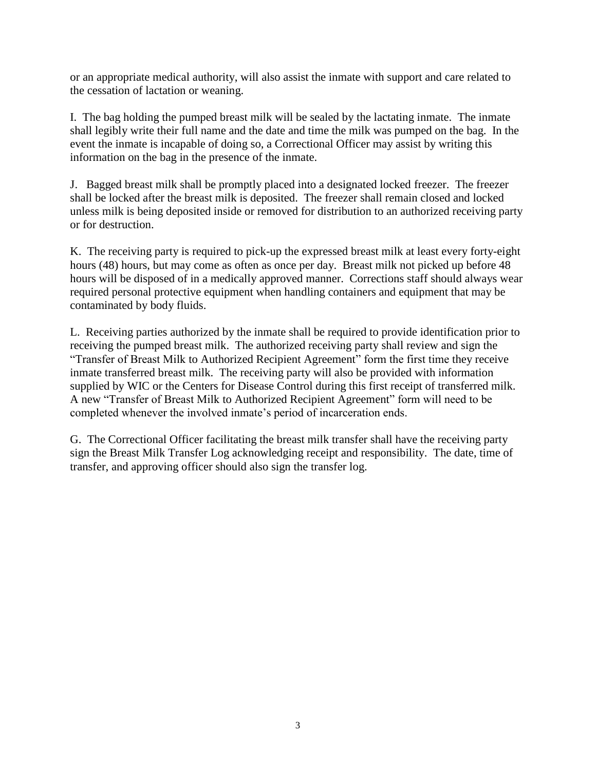or an appropriate medical authority, will also assist the inmate with support and care related to the cessation of lactation or weaning.

I. The bag holding the pumped breast milk will be sealed by the lactating inmate. The inmate shall legibly write their full name and the date and time the milk was pumped on the bag. In the event the inmate is incapable of doing so, a Correctional Officer may assist by writing this information on the bag in the presence of the inmate.

J. Bagged breast milk shall be promptly placed into a designated locked freezer. The freezer shall be locked after the breast milk is deposited. The freezer shall remain closed and locked unless milk is being deposited inside or removed for distribution to an authorized receiving party or for destruction.

K. The receiving party is required to pick-up the expressed breast milk at least every forty-eight hours (48) hours, but may come as often as once per day. Breast milk not picked up before 48 hours will be disposed of in a medically approved manner. Corrections staff should always wear required personal protective equipment when handling containers and equipment that may be contaminated by body fluids.

L. Receiving parties authorized by the inmate shall be required to provide identification prior to receiving the pumped breast milk. The authorized receiving party shall review and sign the "Transfer of Breast Milk to Authorized Recipient Agreement" form the first time they receive inmate transferred breast milk. The receiving party will also be provided with information supplied by WIC or the Centers for Disease Control during this first receipt of transferred milk. A new "Transfer of Breast Milk to Authorized Recipient Agreement" form will need to be completed whenever the involved inmate's period of incarceration ends.

G. The Correctional Officer facilitating the breast milk transfer shall have the receiving party sign the Breast Milk Transfer Log acknowledging receipt and responsibility. The date, time of transfer, and approving officer should also sign the transfer log.